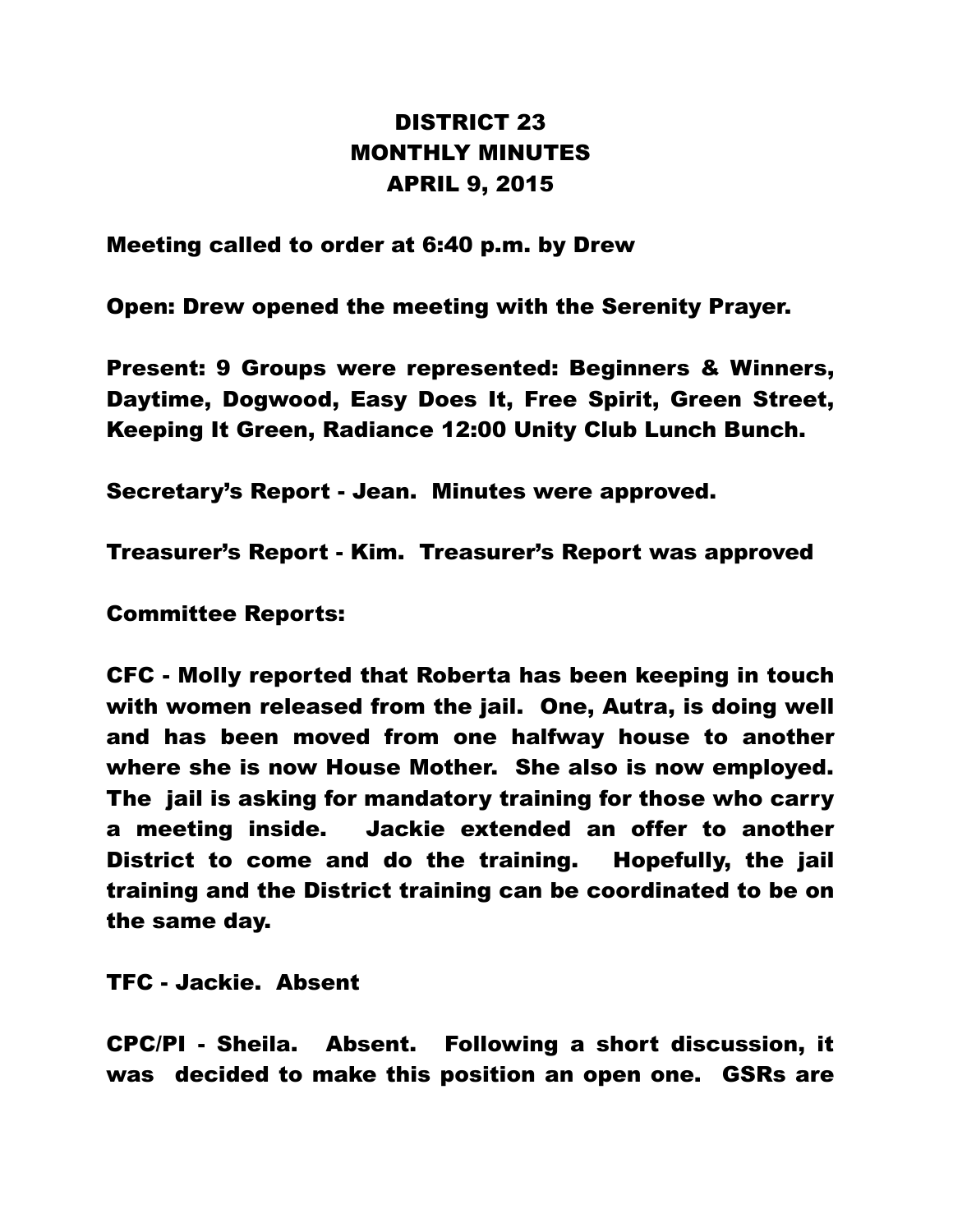# DISTRICT 23
# MONTHLY MINUTES
# APRIL 9, 2015

**Meeting called to order at 6:40 p.m. by Drew**

**Open: Drew opened the meeting with the Serenity Prayer.**

**Present: 9 Groups were represented: Beginners & Winners, Daytime, Dogwood, Easy Does It, Free Spirit, Green Street, Keeping It Green, Radiance 12:00 Unity Club Lunch Bunch.**

**Secretary's Report - Jean. Minutes were approved.**

**Treasurer's Report - Kim. Treasurer's Report was approved**

**Committee Reports:**

**CFC - Molly reported that Roberta has been keeping in touch with women released from the jail. One, Autra, is doing well and has been moved from one halfway house to another where she is now House Mother. She also is now employed. The jail is asking for mandatory training for those who carry a meeting inside. Jackie extended an offer to another District to come and do the training. Hopefully, the jail training and the District training can be coordinated to be on the same day.**

**TFC - Jackie. Absent**

**CPC/PI - Sheila. Absent. Following a short discussion, it was decided to make this position an open one. GSRs are**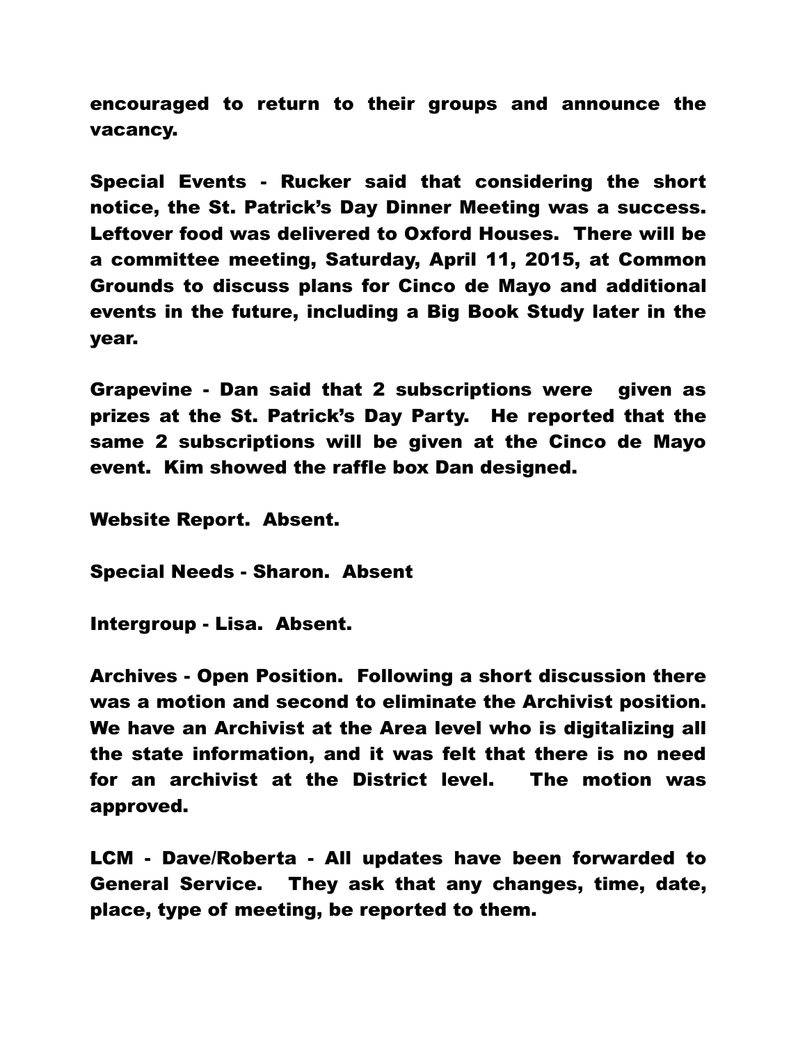encouraged to return to their groups and announce the vacancy.

Special Events - Rucker said that considering the short notice, the St. Patrick's Day Dinner Meeting was a success. Leftover food was delivered to Oxford Houses. There will be a committee meeting, Saturday, April 11, 2015, at Common Grounds to discuss plans for Cinco de Mayo and additional events in the future, including a Big Book Study later in the year.

Grapevine - Dan said that 2 subscriptions were given as prizes at the St. Patrick's Day Party. He reported that the same 2 subscriptions will be given at the Cinco de Mayo event. Kim showed the raffle box Dan designed.

Website Report. Absent.

Special Needs - Sharon. Absent

Intergroup - Lisa. Absent.

Archives - Open Position. Following a short discussion there was a motion and second to eliminate the Archivist position. We have an Archivist at the Area level who is digitalizing all the state information, and it was felt that there is no need for an archivist at the District level. The motion was approved.

LCM - Dave/Roberta - All updates have been forwarded to General Service. They ask that any changes, time, date, place, type of meeting, be reported to them.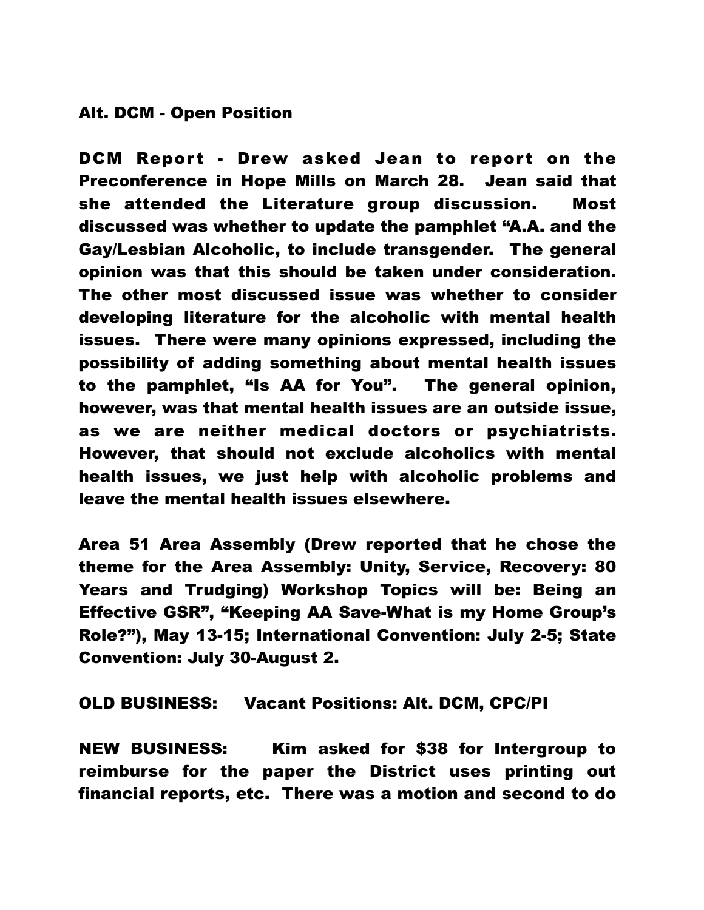Alt. DCM - Open Position

DCM Report - Drew asked Jean to report on the Preconference in Hope Mills on March 28. Jean said that she attended the Literature group discussion. Most discussed was whether to update the pamphlet "A.A. and the Gay/Lesbian Alcoholic, to include transgender. The general opinion was that this should be taken under consideration. The other most discussed issue was whether to consider developing literature for the alcoholic with mental health issues. There were many opinions expressed, including the possibility of adding something about mental health issues to the pamphlet, "Is AA for You". The general opinion, however, was that mental health issues are an outside issue, as we are neither medical doctors or psychiatrists. However, that should not exclude alcoholics with mental health issues, we just help with alcoholic problems and leave the mental health issues elsewhere.

Area 51 Area Assembly (Drew reported that he chose the theme for the Area Assembly: Unity, Service, Recovery: 80 Years and Trudging) Workshop Topics will be: Being an Effective GSR", "Keeping AA Save-What is my Home Group's Role?"), May 13-15; International Convention: July 2-5; State Convention: July 30-August 2.

OLD BUSINESS: Vacant Positions: Alt. DCM, CPC/PI

NEW BUSINESS: Kim asked for $38 for Intergroup to reimburse for the paper the District uses printing out financial reports, etc. There was a motion and second to do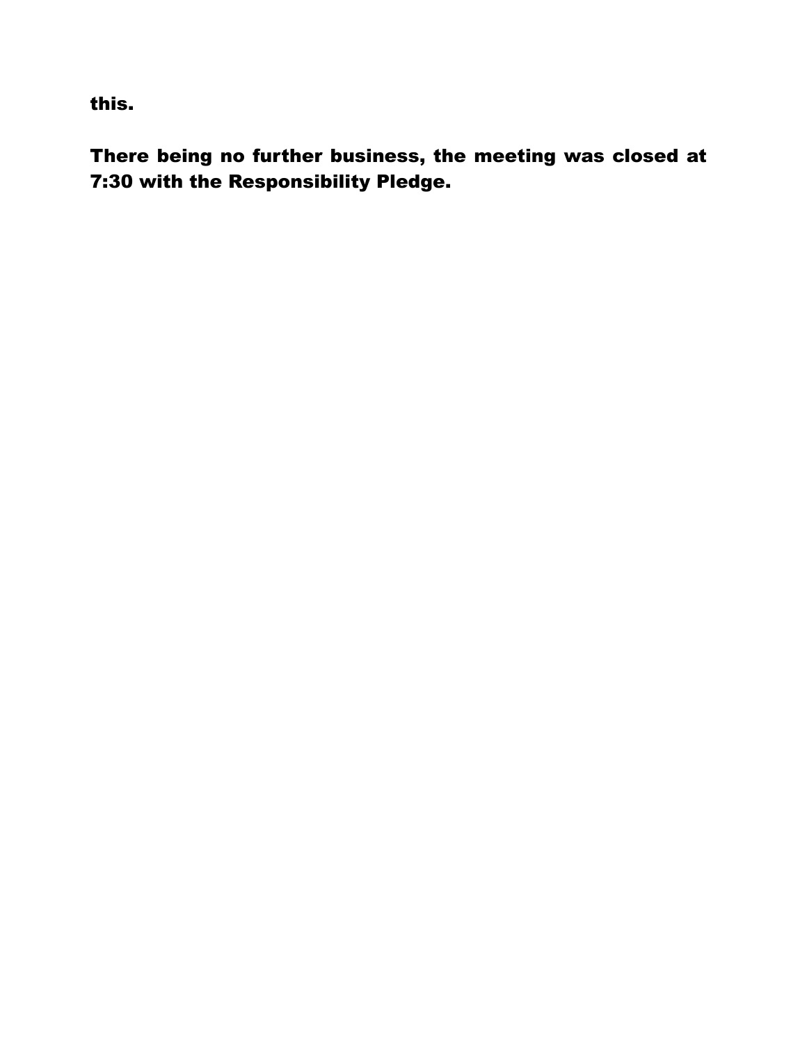**this.**

**There being no further business, the meeting was closed at 7:30 with the Responsibility Pledge.**